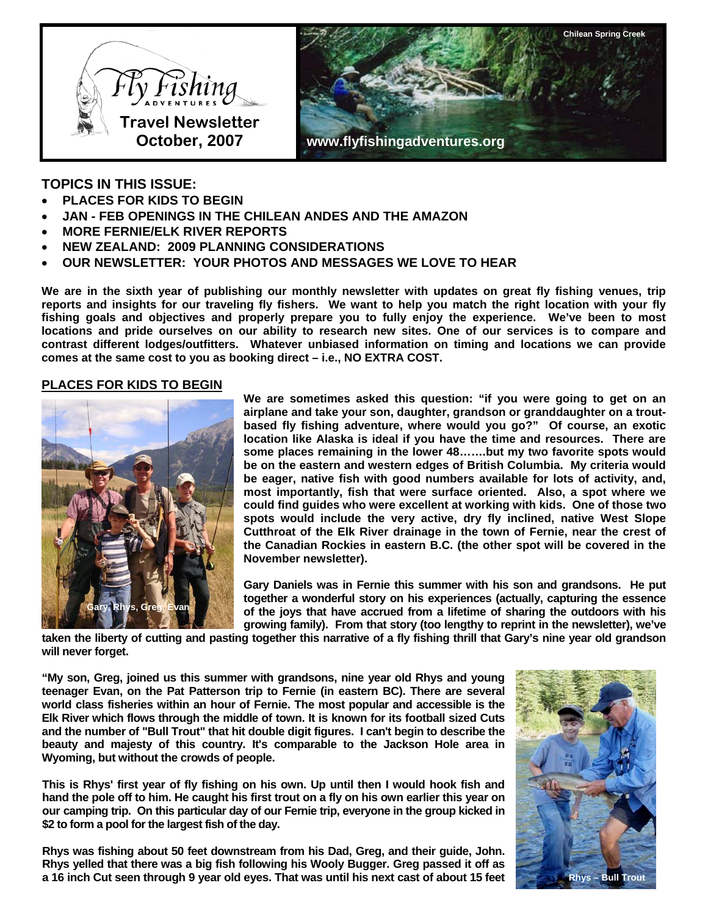Fly Fishing Adventures

**Travel Newsletter**
**October, 2007**

Chilean Spring Creek

www.flyfishingadventures.org

## TOPICS IN THIS ISSUE:

- **PLACES FOR KIDS TO BEGIN**
- **JAN - FEB OPENINGS IN THE CHILEAN ANDES AND THE AMAZON**
- **MORE FERNIE/ELK RIVER REPORTS**
- **NEW ZEALAND: 2009 PLANNING CONSIDERATIONS**
- **OUR NEWSLETTER: YOUR PHOTOS AND MESSAGES WE LOVE TO HEAR**

**We are in the sixth year of publishing our monthly newsletter with updates on great fly fishing venues, trip reports and insights for our traveling fly fishers. We want to help you match the right location with your fly fishing goals and objectives and properly prepare you to fully enjoy the experience. We've been to most locations and pride ourselves on our ability to research new sites. One of our services is to compare and contrast different lodges/outfitters. Whatever unbiased information on timing and locations we can provide comes at the same cost to you as booking direct – i.e., NO EXTRA COST.**

### PLACES FOR KIDS TO BEGIN

Gary, Rhys, Greg, Evan

**We are sometimes asked this question: "if you were going to get on an airplane and take your son, daughter, grandson or granddaughter on a trout-based fly fishing adventure, where would you go?" Of course, an exotic location like Alaska is ideal if you have the time and resources. There are some places remaining in the lower 48…….but my two favorite spots would be on the eastern and western edges of British Columbia. My criteria would be eager, native fish with good numbers available for lots of activity, and, most importantly, fish that were surface oriented. Also, a spot where we could find guides who were excellent at working with kids. One of those two spots would include the very active, dry fly inclined, native West Slope Cutthroat of the Elk River drainage in the town of Fernie, near the crest of the Canadian Rockies in eastern B.C. (the other spot will be covered in the November newsletter).**

**Gary Daniels was in Fernie this summer with his son and grandsons. He put together a wonderful story on his experiences (actually, capturing the essence of the joys that have accrued from a lifetime of sharing the outdoors with his growing family). From that story (too lengthy to reprint in the newsletter), we've taken the liberty of cutting and pasting together this narrative of a fly fishing thrill that Gary's nine year old grandson will never forget.**

**"My son, Greg, joined us this summer with grandsons, nine year old Rhys and young teenager Evan, on the Pat Patterson trip to Fernie (in eastern BC). There are several world class fisheries within an hour of Fernie. The most popular and accessible is the Elk River which flows through the middle of town. It is known for its football sized Cuts and the number of "Bull Trout" that hit double digit figures. I can't begin to describe the beauty and majesty of this country. It's comparable to the Jackson Hole area in Wyoming, but without the crowds of people.**

**This is Rhys' first year of fly fishing on his own. Up until then I would hook fish and hand the pole off to him. He caught his first trout on a fly on his own earlier this year on our camping trip. On this particular day of our Fernie trip, everyone in the group kicked in $2 to form a pool for the largest fish of the day.**

**Rhys was fishing about 50 feet downstream from his Dad, Greg, and their guide, John. Rhys yelled that there was a big fish following his Wooly Bugger. Greg passed it off as a 16 inch Cut seen through 9 year old eyes. That was until his next cast of about 15 feet**

Rhys – Bull Trout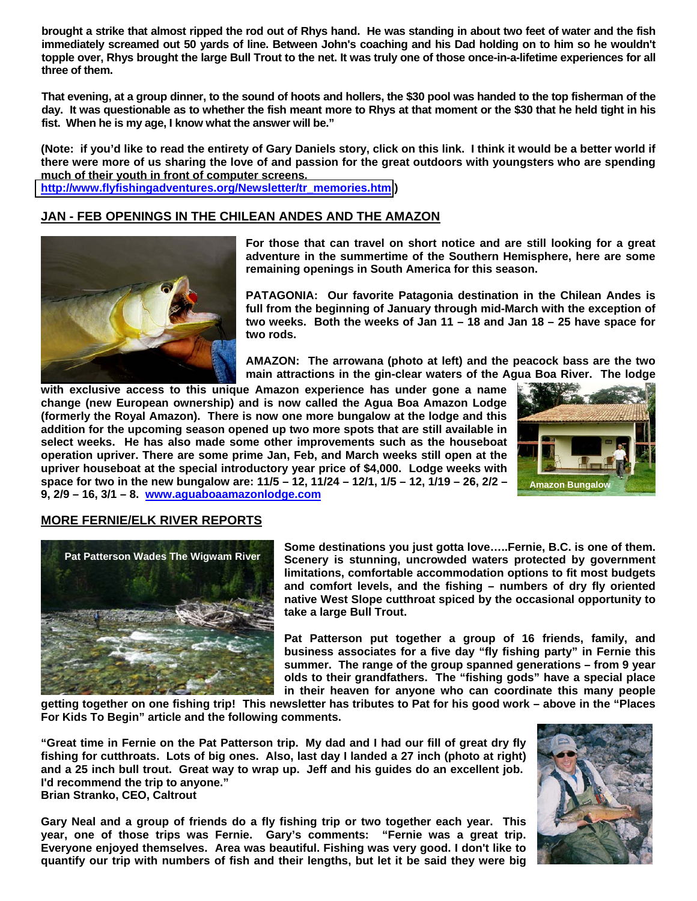**brought a strike that almost ripped the rod out of Rhys hand. He was standing in about two feet of water and the fish immediately screamed out 50 yards of line. Between John's coaching and his Dad holding on to him so he wouldn't topple over, Rhys brought the large Bull Trout to the net. It was truly one of those once-in-a-lifetime experiences for all three of them.**

**That evening, at a group dinner, to the sound of hoots and hollers, the $30 pool was handed to the top fisherman of the day. It was questionable as to whether the fish meant more to Rhys at that moment or the $30 that he held tight in his fist. When he is my age, I know what the answer will be."**

**(Note: if you'd like to read the entirety of Gary Daniels story, click on this link. I think it would be a better world if there were more of us sharing the love of and passion for the great outdoors with youngsters who are spending much of their youth in front of computer screens. http://www.flyfishingadventures.org/Newsletter/tr_memories.htm)**

## JAN - FEB OPENINGS IN THE CHILEAN ANDES AND THE AMAZON

**For those that can travel on short notice and are still looking for a great adventure in the summertime of the Southern Hemisphere, here are some remaining openings in South America for this season.**

**PATAGONIA: Our favorite Patagonia destination in the Chilean Andes is full from the beginning of January through mid-March with the exception of two weeks. Both the weeks of Jan 11 – 18 and Jan 18 – 25 have space for two rods.**

**AMAZON: The arrowana (photo at left) and the peacock bass are the two main attractions in the gin-clear waters of the Agua Boa River. The lodge with exclusive access to this unique Amazon experience has under gone a name change (new European ownership) and is now called the Agua Boa Amazon Lodge (formerly the Royal Amazon). There is now one more bungalow at the lodge and this addition for the upcoming season opened up two more spots that are still available in select weeks. He has also made some other improvements such as the houseboat operation upriver. There are some prime Jan, Feb, and March weeks still open at the upriver houseboat at the special introductory year price of $4,000. Lodge weeks with space for two in the new bungalow are: 11/5 – 12, 11/24 – 12/1, 1/5 – 12, 1/19 – 26, 2/2 – 9, 2/9 – 16, 3/1 – 8. www.aguaboaamazonlodge.com**

Amazon Bungalow

## MORE FERNIE/ELK RIVER REPORTS

Pat Patterson Wades The Wigwam River

**Some destinations you just gotta love…..Fernie, B.C. is one of them. Scenery is stunning, uncrowded waters protected by government limitations, comfortable accommodation options to fit most budgets and comfort levels, and the fishing – numbers of dry fly oriented native West Slope cutthroat spiced by the occasional opportunity to take a large Bull Trout.**

**Pat Patterson put together a group of 16 friends, family, and business associates for a five day "fly fishing party" in Fernie this summer. The range of the group spanned generations – from 9 year olds to their grandfathers. The "fishing gods" have a special place in their heaven for anyone who can coordinate this many people getting together on one fishing trip! This newsletter has tributes to Pat for his good work – above in the "Places For Kids To Begin" article and the following comments.**

**"Great time in Fernie on the Pat Patterson trip. My dad and I had our fill of great dry fly fishing for cutthroats. Lots of big ones. Also, last day I landed a 27 inch (photo at right) and a 25 inch bull trout. Great way to wrap up. Jeff and his guides do an excellent job. I'd recommend the trip to anyone."**
**Brian Stranko, CEO, Caltrout**

**Gary Neal and a group of friends do a fly fishing trip or two together each year. This year, one of those trips was Fernie. Gary's comments: "Fernie was a great trip. Everyone enjoyed themselves. Area was beautiful. Fishing was very good. I don't like to quantify our trip with numbers of fish and their lengths, but let it be said they were big**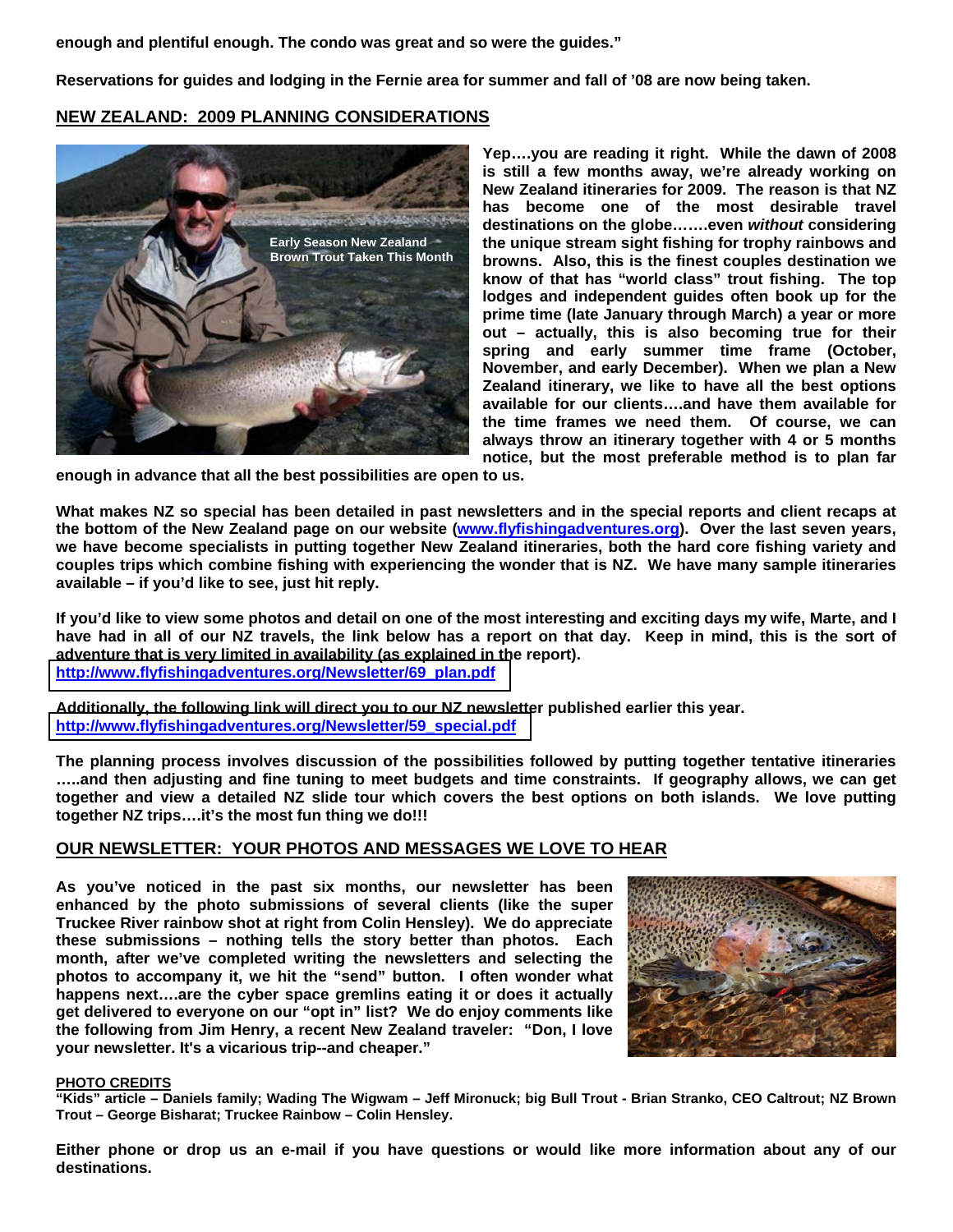**enough and plentiful enough. The condo was great and so were the guides."**

**Reservations for guides and lodging in the Fernie area for summer and fall of '08 are now being taken.**

## NEW ZEALAND: 2009 PLANNING CONSIDERATIONS

Early Season New Zealand Brown Trout Taken This Month

**Yep….you are reading it right. While the dawn of 2008 is still a few months away, we're already working on New Zealand itineraries for 2009. The reason is that NZ has become one of the most desirable travel destinations on the globe…….even *without* considering the unique stream sight fishing for trophy rainbows and browns. Also, this is the finest couples destination we know of that has "world class" trout fishing. The top lodges and independent guides often book up for the prime time (late January through March) a year or more out – actually, this is also becoming true for their spring and early summer time frame (October, November, and early December). When we plan a New Zealand itinerary, we like to have all the best options available for our clients….and have them available for the time frames we need them. Of course, we can always throw an itinerary together with 4 or 5 months notice, but the most preferable method is to plan far enough in advance that all the best possibilities are open to us.**

**What makes NZ so special has been detailed in past newsletters and in the special reports and client recaps at the bottom of the New Zealand page on our website (www.flyfishingadventures.org). Over the last seven years, we have become specialists in putting together New Zealand itineraries, both the hard core fishing variety and couples trips which combine fishing with experiencing the wonder that is NZ. We have many sample itineraries available – if you'd like to see, just hit reply.**

**If you'd like to view some photos and detail on one of the most interesting and exciting days my wife, Marte, and I have had in all of our NZ travels, the link below has a report on that day. Keep in mind, this is the sort of adventure that is very limited in availability (as explained in the report).**
**http://www.flyfishingadventures.org/Newsletter/69_plan.pdf**

**Additionally, the following link will direct you to our NZ newsletter published earlier this year.**
**http://www.flyfishingadventures.org/Newsletter/59_special.pdf**

**The planning process involves discussion of the possibilities followed by putting together tentative itineraries …..and then adjusting and fine tuning to meet budgets and time constraints. If geography allows, we can get together and view a detailed NZ slide tour which covers the best options on both islands. We love putting together NZ trips….it's the most fun thing we do!!!**

## OUR NEWSLETTER: YOUR PHOTOS AND MESSAGES WE LOVE TO HEAR

**As you've noticed in the past six months, our newsletter has been enhanced by the photo submissions of several clients (like the super Truckee River rainbow shot at right from Colin Hensley). We do appreciate these submissions – nothing tells the story better than photos. Each month, after we've completed writing the newsletters and selecting the photos to accompany it, we hit the "send" button. I often wonder what happens next….are the cyber space gremlins eating it or does it actually get delivered to everyone on our "opt in" list? We do enjoy comments like the following from Jim Henry, a recent New Zealand traveler: "Don, I love your newsletter. It's a vicarious trip--and cheaper."**

**PHOTO CREDITS**
**"Kids" article – Daniels family; Wading The Wigwam – Jeff Mironuck; big Bull Trout - Brian Stranko, CEO Caltrout; NZ Brown Trout – George Bisharat; Truckee Rainbow – Colin Hensley.**

**Either phone or drop us an e-mail if you have questions or would like more information about any of our destinations.**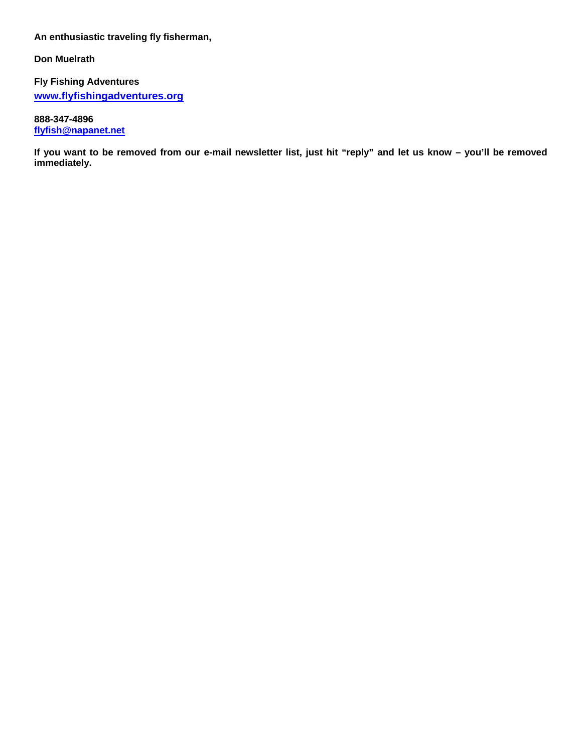**An enthusiastic traveling fly fisherman,**

**Don Muelrath**

**Fly Fishing Adventures**
**[www.flyfishingadventures.org](http://www.flyfishingadventures.org)**

**888-347-4896**
**[flyfish@napanet.net](mailto:flyfish@napanet.net)**

**If you want to be removed from our e-mail newsletter list, just hit "reply" and let us know – you'll be removed immediately.**